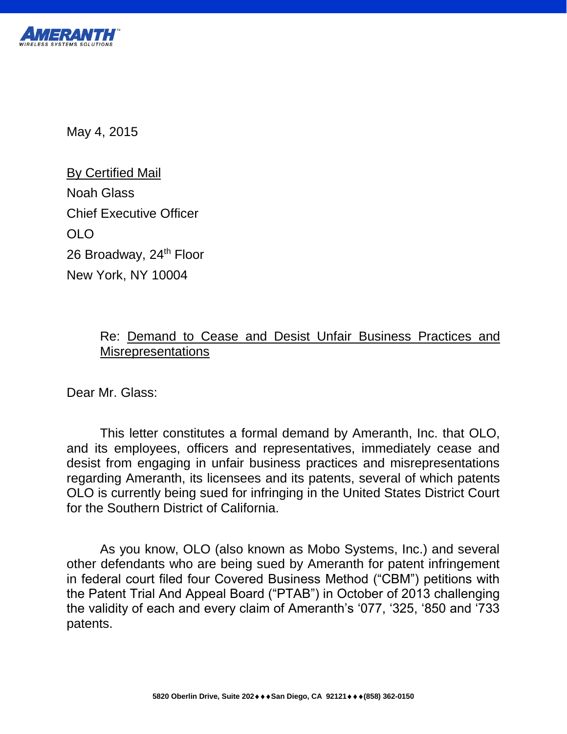AMERANTH™
WIRELESS SYSTEMS SOLUTIONS

May 4, 2015

By Certified Mail
Noah Glass
Chief Executive Officer
OLO
26 Broadway, 24th Floor
New York, NY 10004

Re: Demand to Cease and Desist Unfair Business Practices and Misrepresentations

Dear Mr. Glass:

This letter constitutes a formal demand by Ameranth, Inc. that OLO, and its employees, officers and representatives, immediately cease and desist from engaging in unfair business practices and misrepresentations regarding Ameranth, its licensees and its patents, several of which patents OLO is currently being sued for infringing in the United States District Court for the Southern District of California.

As you know, OLO (also known as Mobo Systems, Inc.) and several other defendants who are being sued by Ameranth for patent infringement in federal court filed four Covered Business Method ("CBM") petitions with the Patent Trial And Appeal Board ("PTAB") in October of 2013 challenging the validity of each and every claim of Ameranth's '077, '325, '850 and '733 patents.

5820 Oberlin Drive, Suite 202♦♦♦San Diego, CA 92121♦♦♦(858) 362-0150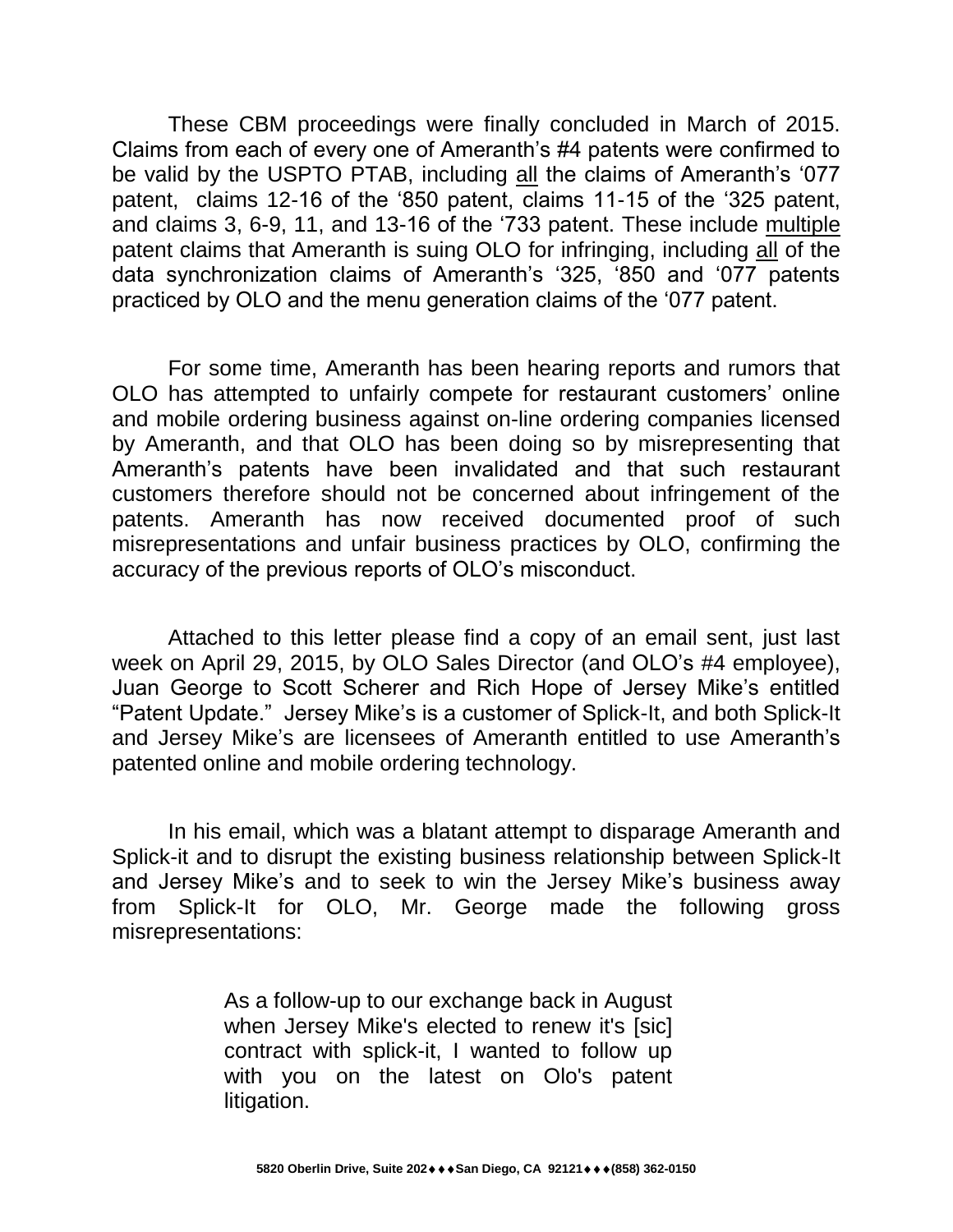These CBM proceedings were finally concluded in March of 2015. Claims from each of every one of Ameranth's #4 patents were confirmed to be valid by the USPTO PTAB, including <u>all</u> the claims of Ameranth's '077 patent, claims 12-16 of the '850 patent, claims 11-15 of the '325 patent, and claims 3, 6-9, 11, and 13-16 of the '733 patent. These include <u>multiple</u> patent claims that Ameranth is suing OLO for infringing, including <u>all</u> of the data synchronization claims of Ameranth's '325, '850 and '077 patents practiced by OLO and the menu generation claims of the '077 patent.

For some time, Ameranth has been hearing reports and rumors that OLO has attempted to unfairly compete for restaurant customers' online and mobile ordering business against on-line ordering companies licensed by Ameranth, and that OLO has been doing so by misrepresenting that Ameranth's patents have been invalidated and that such restaurant customers therefore should not be concerned about infringement of the patents. Ameranth has now received documented proof of such misrepresentations and unfair business practices by OLO, confirming the accuracy of the previous reports of OLO's misconduct.

Attached to this letter please find a copy of an email sent, just last week on April 29, 2015, by OLO Sales Director (and OLO's #4 employee), Juan George to Scott Scherer and Rich Hope of Jersey Mike's entitled "Patent Update." Jersey Mike's is a customer of Splick-It, and both Splick-It and Jersey Mike's are licensees of Ameranth entitled to use Ameranth's patented online and mobile ordering technology.

In his email, which was a blatant attempt to disparage Ameranth and Splick-it and to disrupt the existing business relationship between Splick-It and Jersey Mike's and to seek to win the Jersey Mike's business away from Splick-It for OLO, Mr. George made the following gross misrepresentations:

> As a follow-up to our exchange back in August when Jersey Mike's elected to renew it's [sic] contract with splick-it, I wanted to follow up with you on the latest on Olo's patent litigation.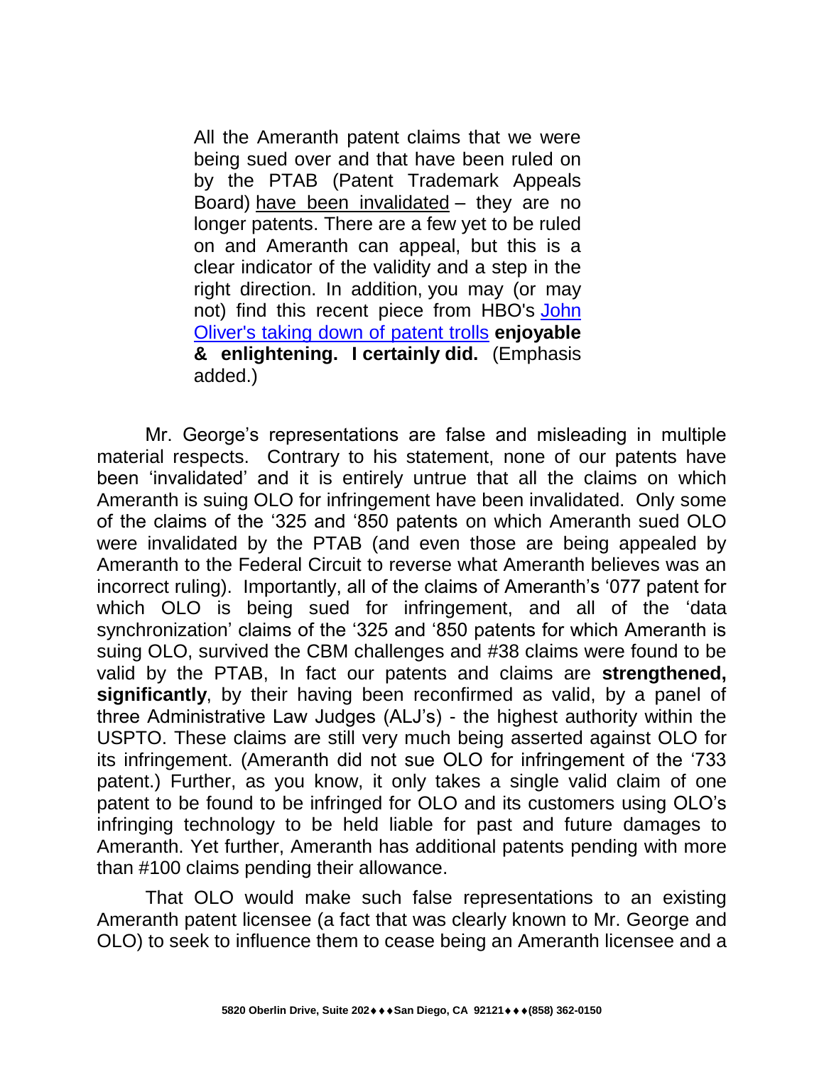> All the Ameranth patent claims that we were being sued over and that have been ruled on by the PTAB (Patent Trademark Appeals Board) have been invalidated – they are no longer patents. There are a few yet to be ruled on and Ameranth can appeal, but this is a clear indicator of the validity and a step in the right direction. In addition, you may (or may not) find this recent piece from HBO's John Oliver's taking down of patent trolls **enjoyable & enlightening. I certainly did.** (Emphasis added.)

Mr. George's representations are false and misleading in multiple material respects. Contrary to his statement, none of our patents have been 'invalidated' and it is entirely untrue that all the claims on which Ameranth is suing OLO for infringement have been invalidated. Only some of the claims of the '325 and '850 patents on which Ameranth sued OLO were invalidated by the PTAB (and even those are being appealed by Ameranth to the Federal Circuit to reverse what Ameranth believes was an incorrect ruling). Importantly, all of the claims of Ameranth's '077 patent for which OLO is being sued for infringement, and all of the 'data synchronization' claims of the '325 and '850 patents for which Ameranth is suing OLO, survived the CBM challenges and #38 claims were found to be valid by the PTAB, In fact our patents and claims are **strengthened, significantly**, by their having been reconfirmed as valid, by a panel of three Administrative Law Judges (ALJ's) - the highest authority within the USPTO. These claims are still very much being asserted against OLO for its infringement. (Ameranth did not sue OLO for infringement of the '733 patent.) Further, as you know, it only takes a single valid claim of one patent to be found to be infringed for OLO and its customers using OLO's infringing technology to be held liable for past and future damages to Ameranth. Yet further, Ameranth has additional patents pending with more than #100 claims pending their allowance.

That OLO would make such false representations to an existing Ameranth patent licensee (a fact that was clearly known to Mr. George and OLO) to seek to influence them to cease being an Ameranth licensee and a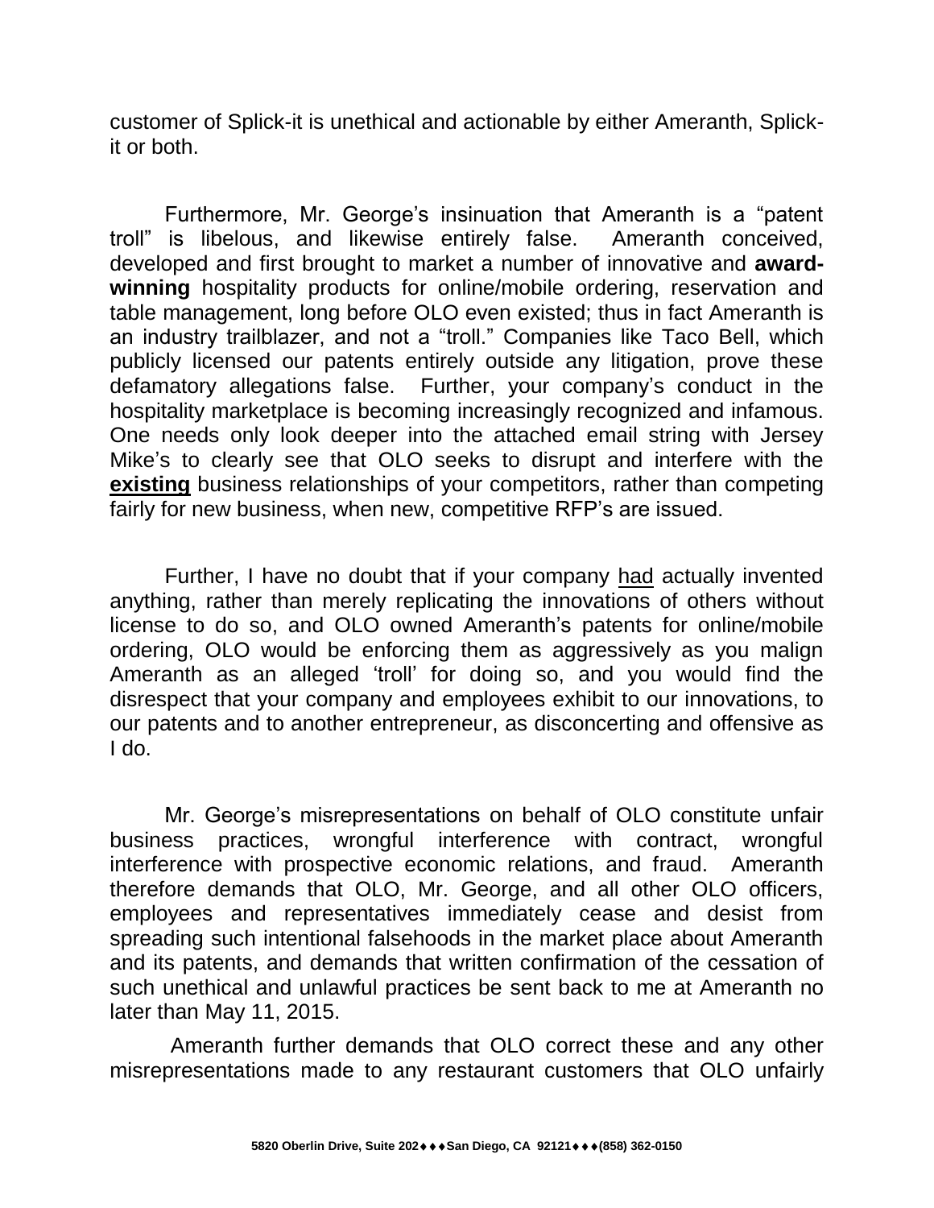customer of Splick-it is unethical and actionable by either Ameranth, Splick-it or both.

Furthermore, Mr. George's insinuation that Ameranth is a "patent troll" is libelous, and likewise entirely false. Ameranth conceived, developed and first brought to market a number of innovative and **award-winning** hospitality products for online/mobile ordering, reservation and table management, long before OLO even existed; thus in fact Ameranth is an industry trailblazer, and not a "troll." Companies like Taco Bell, which publicly licensed our patents entirely outside any litigation, prove these defamatory allegations false. Further, your company's conduct in the hospitality marketplace is becoming increasingly recognized and infamous. One needs only look deeper into the attached email string with Jersey Mike's to clearly see that OLO seeks to disrupt and interfere with the **existing** business relationships of your competitors, rather than competing fairly for new business, when new, competitive RFP's are issued.

Further, I have no doubt that if your company had actually invented anything, rather than merely replicating the innovations of others without license to do so, and OLO owned Ameranth's patents for online/mobile ordering, OLO would be enforcing them as aggressively as you malign Ameranth as an alleged 'troll' for doing so, and you would find the disrespect that your company and employees exhibit to our innovations, to our patents and to another entrepreneur, as disconcerting and offensive as I do.

Mr. George's misrepresentations on behalf of OLO constitute unfair business practices, wrongful interference with contract, wrongful interference with prospective economic relations, and fraud. Ameranth therefore demands that OLO, Mr. George, and all other OLO officers, employees and representatives immediately cease and desist from spreading such intentional falsehoods in the market place about Ameranth and its patents, and demands that written confirmation of the cessation of such unethical and unlawful practices be sent back to me at Ameranth no later than May 11, 2015.

Ameranth further demands that OLO correct these and any other misrepresentations made to any restaurant customers that OLO unfairly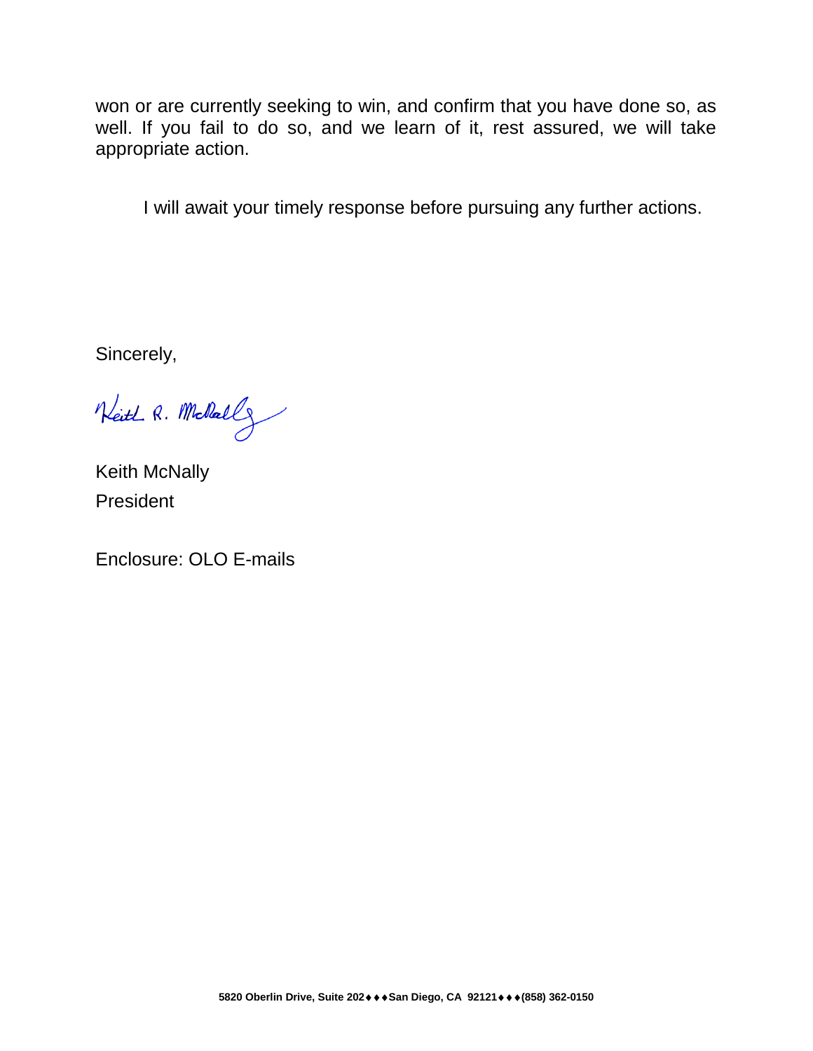won or are currently seeking to win, and confirm that you have done so, as well. If you fail to do so, and we learn of it, rest assured, we will take appropriate action.

I will await your timely response before pursuing any further actions.

Sincerely,

Keith R. McNally

Keith McNally
President

Enclosure: OLO E-mails

5820 Oberlin Drive, Suite 202♦♦♦San Diego, CA 92121♦♦♦(858) 362-0150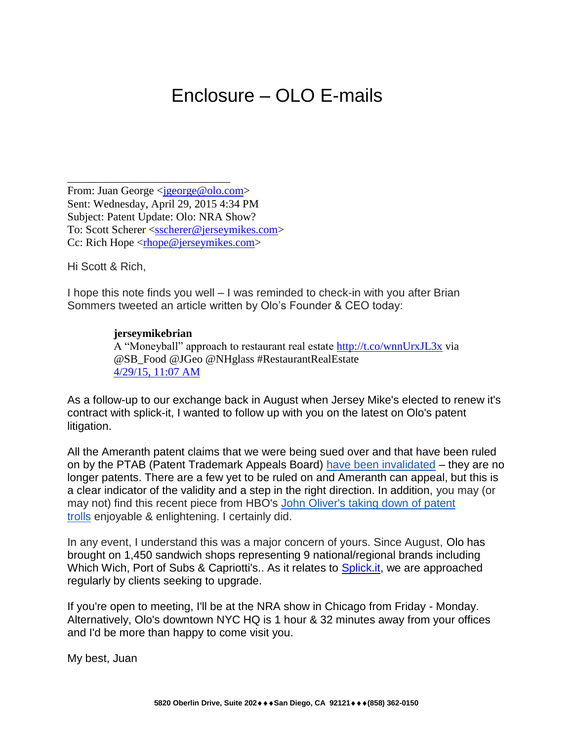# Enclosure – OLO E-mails

From: Juan George <jgeorge@olo.com>
Sent: Wednesday, April 29, 2015 4:34 PM
Subject: Patent Update: Olo: NRA Show?
To: Scott Scherer <sscherer@jerseymikes.com>
Cc: Rich Hope <rhope@jerseymikes.com>

Hi Scott & Rich,

I hope this note finds you well – I was reminded to check-in with you after Brian Sommers tweeted an article written by Olo's Founder & CEO today:

> **jerseymikebrian**
> A "Moneyball" approach to restaurant real estate http://t.co/wnnUrxJL3x via @SB_Food @JGeo @NHglass #RestaurantRealEstate
> 4/29/15, 11:07 AM

As a follow-up to our exchange back in August when Jersey Mike's elected to renew it's contract with splick-it, I wanted to follow up with you on the latest on Olo's patent litigation.

All the Ameranth patent claims that we were being sued over and that have been ruled on by the PTAB (Patent Trademark Appeals Board) have been invalidated – they are no longer patents. There are a few yet to be ruled on and Ameranth can appeal, but this is a clear indicator of the validity and a step in the right direction. In addition, you may (or may not) find this recent piece from HBO's John Oliver's taking down of patent trolls enjoyable & enlightening. I certainly did.

In any event, I understand this was a major concern of yours. Since August, Olo has brought on 1,450 sandwich shops representing 9 national/regional brands including Which Wich, Port of Subs & Capriotti's.. As it relates to Splick.it, we are approached regularly by clients seeking to upgrade.

If you're open to meeting, I'll be at the NRA show in Chicago from Friday - Monday. Alternatively, Olo's downtown NYC HQ is 1 hour & 32 minutes away from your offices and I'd be more than happy to come visit you.

My best, Juan

**5820 Oberlin Drive, Suite 202♦♦♦San Diego, CA 92121♦♦♦(858) 362-0150**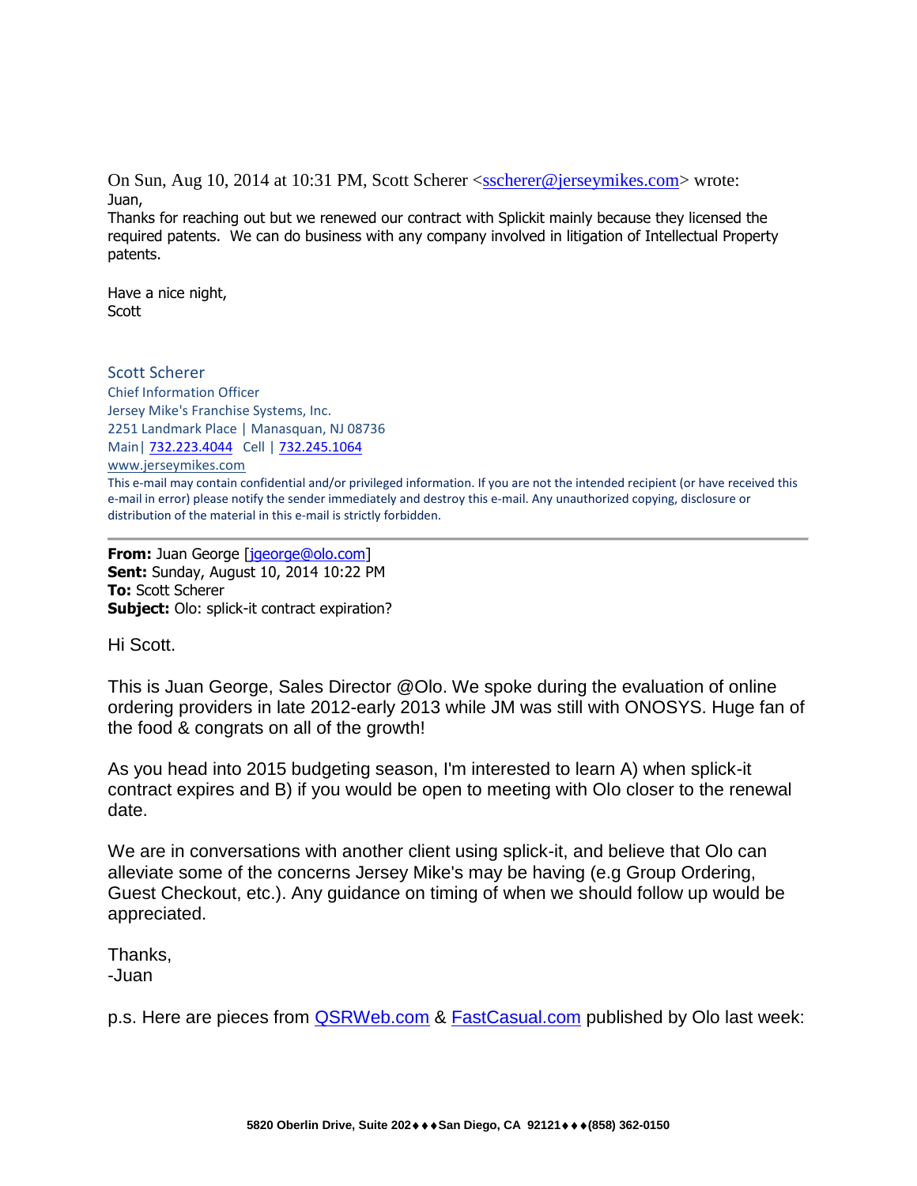On Sun, Aug 10, 2014 at 10:31 PM, Scott Scherer <sscherer@jerseymikes.com> wrote:

Juan,

Thanks for reaching out but we renewed our contract with Splickit mainly because they licensed the required patents. We can do business with any company involved in litigation of Intellectual Property patents.

Have a nice night,
Scott

Scott Scherer
Chief Information Officer
Jersey Mike's Franchise Systems, Inc.
2251 Landmark Place | Manasquan, NJ 08736
Main| 732.223.4044 Cell | 732.245.1064
www.jerseymikes.com

This e-mail may contain confidential and/or privileged information. If you are not the intended recipient (or have received this e-mail in error) please notify the sender immediately and destroy this e-mail. Any unauthorized copying, disclosure or distribution of the material in this e-mail is strictly forbidden.

---

**From:** Juan George [jgeorge@olo.com]
**Sent:** Sunday, August 10, 2014 10:22 PM
**To:** Scott Scherer
**Subject:** Olo: splick-it contract expiration?

Hi Scott.

This is Juan George, Sales Director @Olo. We spoke during the evaluation of online ordering providers in late 2012-early 2013 while JM was still with ONOSYS. Huge fan of the food & congrats on all of the growth!

As you head into 2015 budgeting season, I'm interested to learn A) when splick-it contract expires and B) if you would be open to meeting with Olo closer to the renewal date.

We are in conversations with another client using splick-it, and believe that Olo can alleviate some of the concerns Jersey Mike's may be having (e.g Group Ordering, Guest Checkout, etc.). Any guidance on timing of when we should follow up would be appreciated.

Thanks,
-Juan

p.s. Here are pieces from QSRWeb.com & FastCasual.com published by Olo last week: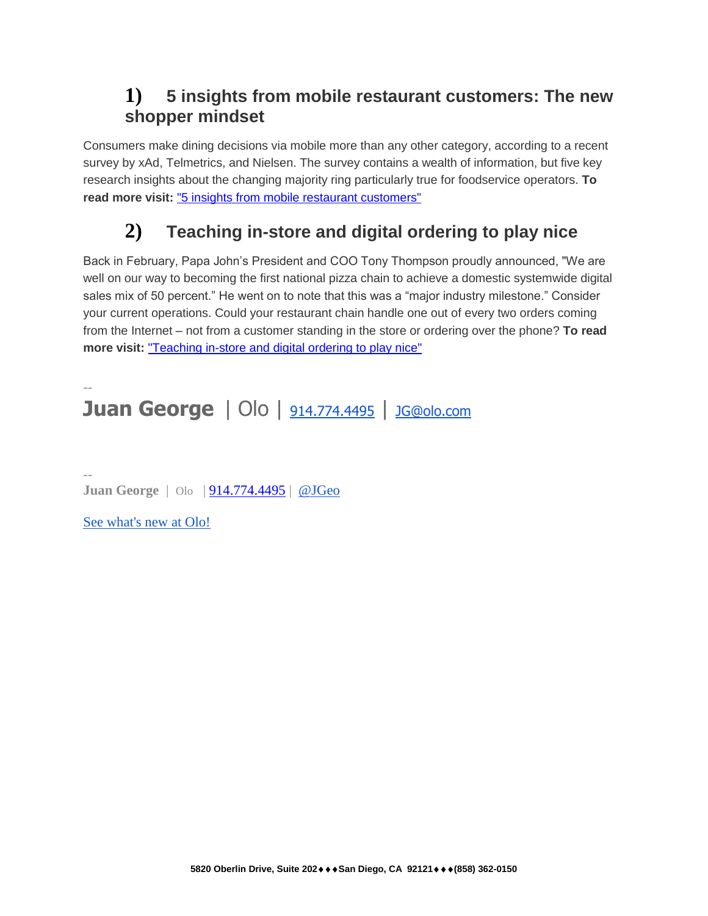## 1) 5 insights from mobile restaurant customers: The new shopper mindset

Consumers make dining decisions via mobile more than any other category, according to a recent survey by xAd, Telmetrics, and Nielsen. The survey contains a wealth of information, but five key research insights about the changing majority ring particularly true for foodservice operators. **To read more visit:** "5 insights from mobile restaurant customers"

## 2) Teaching in-store and digital ordering to play nice

Back in February, Papa John's President and COO Tony Thompson proudly announced, "We are well on our way to becoming the first national pizza chain to achieve a domestic systemwide digital sales mix of 50 percent." He went on to note that this was a "major industry milestone." Consider your current operations. Could your restaurant chain handle one out of every two orders coming from the Internet – not from a customer standing in the store or ordering over the phone? **To read more visit:** "Teaching in-store and digital ordering to play nice"

--

**Juan George** | Olo | 914.774.4495 | JG@olo.com

--

**Juan George** | Olo | 914.774.4495 | @JGeo

See what's new at Olo!

**5820 Oberlin Drive, Suite 202♦♦♦San Diego, CA 92121♦♦♦(858) 362-0150**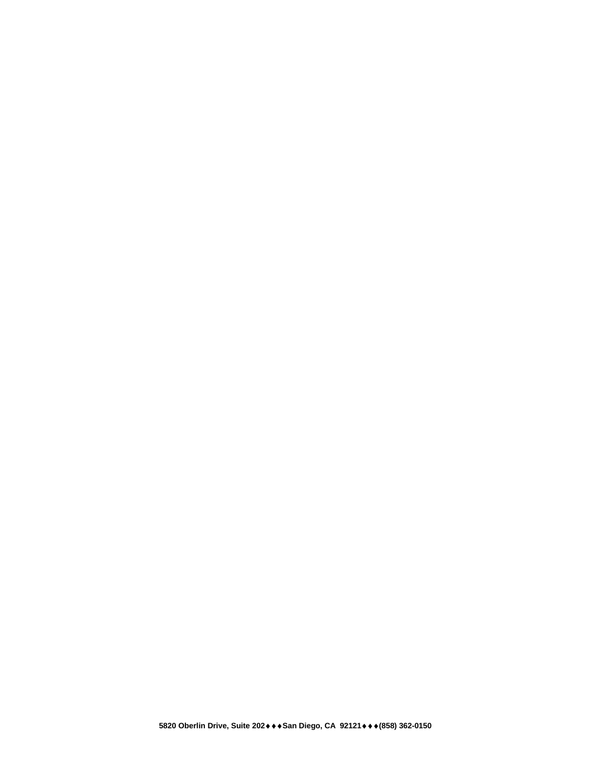**5820 Oberlin Drive, Suite 202♦♦♦San Diego, CA 92121♦♦♦(858) 362-0150**